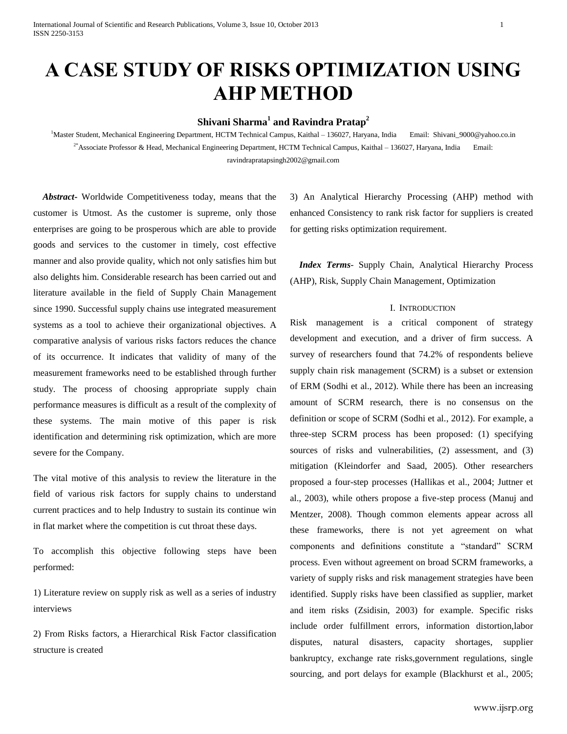# A CASE STUDY OF RISKS OPTIMIZATION USING AHP METHOD

**Shivani Sharma[1] and Ravindra Pratap[2]**

[1]Master Student, Mechanical Engineering Department, HCTM Technical Campus, Kaithal – 136027, Haryana, India Email: Shivani_9000@yahoo.co.in

[2*]Associate Professor & Head, Mechanical Engineering Department, HCTM Technical Campus, Kaithal – 136027, Haryana, India Email: ravindrapratapsingh2002@gmail.com

***Abstract-*** Worldwide Competitiveness today, means that the customer is Utmost. As the customer is supreme, only those enterprises are going to be prosperous which are able to provide goods and services to the customer in timely, cost effective manner and also provide quality, which not only satisfies him but also delights him. Considerable research has been carried out and literature available in the field of Supply Chain Management since 1990. Successful supply chains use integrated measurement systems as a tool to achieve their organizational objectives. A comparative analysis of various risks factors reduces the chance of its occurrence. It indicates that validity of many of the measurement frameworks need to be established through further study. The process of choosing appropriate supply chain performance measures is difficult as a result of the complexity of these systems. The main motive of this paper is risk identification and determining risk optimization, which are more severe for the Company.

The vital motive of this analysis to review the literature in the field of various risk factors for supply chains to understand current practices and to help Industry to sustain its continue win in flat market where the competition is cut throat these days.

To accomplish this objective following steps have been performed:

1) Literature review on supply risk as well as a series of industry interviews

2) From Risks factors, a Hierarchical Risk Factor classification structure is created

3) An Analytical Hierarchy Processing (AHP) method with enhanced Consistency to rank risk factor for suppliers is created for getting risks optimization requirement.

***Index Terms-*** Supply Chain, Analytical Hierarchy Process (AHP), Risk, Supply Chain Management, Optimization

## I. Introduction

Risk management is a critical component of strategy development and execution, and a driver of firm success. A survey of researchers found that 74.2% of respondents believe supply chain risk management (SCRM) is a subset or extension of ERM (Sodhi et al., 2012). While there has been an increasing amount of SCRM research, there is no consensus on the definition or scope of SCRM (Sodhi et al., 2012). For example, a three-step SCRM process has been proposed: (1) specifying sources of risks and vulnerabilities, (2) assessment, and (3) mitigation (Kleindorfer and Saad, 2005). Other researchers proposed a four-step processes (Hallikas et al., 2004; Juttner et al., 2003), while others propose a five-step process (Manuj and Mentzer, 2008). Though common elements appear across all these frameworks, there is not yet agreement on what components and definitions constitute a "standard" SCRM process. Even without agreement on broad SCRM frameworks, a variety of supply risks and risk management strategies have been identified. Supply risks have been classified as supplier, market and item risks (Zsidisin, 2003) for example. Specific risks include order fulfillment errors, information distortion,labor disputes, natural disasters, capacity shortages, supplier bankruptcy, exchange rate risks,government regulations, single sourcing, and port delays for example (Blackhurst et al., 2005;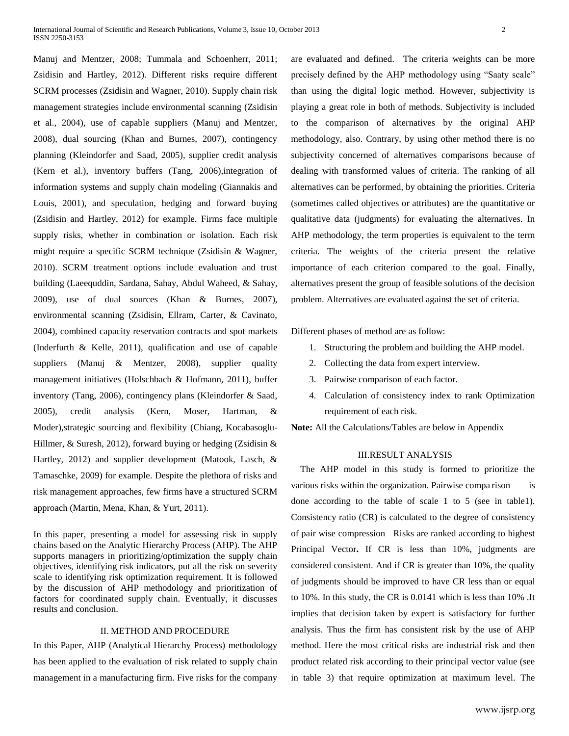Manuj and Mentzer, 2008; Tummala and Schoenherr, 2011; Zsidisin and Hartley, 2012). Different risks require different SCRM processes (Zsidisin and Wagner, 2010). Supply chain risk management strategies include environmental scanning (Zsidisin et al., 2004), use of capable suppliers (Manuj and Mentzer, 2008), dual sourcing (Khan and Burnes, 2007), contingency planning (Kleindorfer and Saad, 2005), supplier credit analysis (Kern et al.), inventory buffers (Tang, 2006),integration of information systems and supply chain modeling (Giannakis and Louis, 2001), and speculation, hedging and forward buying (Zsidisin and Hartley, 2012) for example. Firms face multiple supply risks, whether in combination or isolation. Each risk might require a specific SCRM technique (Zsidisin & Wagner, 2010). SCRM treatment options include evaluation and trust building (Laeequddin, Sardana, Sahay, Abdul Waheed, & Sahay, 2009), use of dual sources (Khan & Burnes, 2007), environmental scanning (Zsidisin, Ellram, Carter, & Cavinato, 2004), combined capacity reservation contracts and spot markets (Inderfurth & Kelle, 2011), qualification and use of capable suppliers (Manuj & Mentzer, 2008), supplier quality management initiatives (Holschbach & Hofmann, 2011), buffer inventory (Tang, 2006), contingency plans (Kleindorfer & Saad, 2005), credit analysis (Kern, Moser, Hartman, & Moder),strategic sourcing and flexibility (Chiang, Kocabasoglu-Hillmer, & Suresh, 2012), forward buying or hedging (Zsidisin & Hartley, 2012) and supplier development (Matook, Lasch, & Tamaschke, 2009) for example. Despite the plethora of risks and risk management approaches, few firms have a structured SCRM approach (Martin, Mena, Khan, & Yurt, 2011).

In this paper, presenting a model for assessing risk in supply chains based on the Analytic Hierarchy Process (AHP). The AHP supports managers in prioritizing/optimization the supply chain objectives, identifying risk indicators, put all the risk on severity scale to identifying risk optimization requirement. It is followed by the discussion of AHP methodology and prioritization of factors for coordinated supply chain. Eventually, it discusses results and conclusion.

## II. METHOD AND PROCEDURE

In this Paper, AHP (Analytical Hierarchy Process) methodology has been applied to the evaluation of risk related to supply chain management in a manufacturing firm. Five risks for the company are evaluated and defined. The criteria weights can be more precisely defined by the AHP methodology using "Saaty scale" than using the digital logic method. However, subjectivity is playing a great role in both of methods. Subjectivity is included to the comparison of alternatives by the original AHP methodology, also. Contrary, by using other method there is no subjectivity concerned of alternatives comparisons because of dealing with transformed values of criteria. The ranking of all alternatives can be performed, by obtaining the priorities. Criteria (sometimes called objectives or attributes) are the quantitative or qualitative data (judgments) for evaluating the alternatives. In AHP methodology, the term properties is equivalent to the term criteria. The weights of the criteria present the relative importance of each criterion compared to the goal. Finally, alternatives present the group of feasible solutions of the decision problem. Alternatives are evaluated against the set of criteria.

Different phases of method are as follow:

1. Structuring the problem and building the AHP model.
2. Collecting the data from expert interview.
3. Pairwise comparison of each factor.
4. Calculation of consistency index to rank Optimization requirement of each risk.

**Note:** All the Calculations/Tables are below in Appendix

## III.RESULT ANALYSIS

The AHP model in this study is formed to prioritize the various risks within the organization. Pairwise comparison is done according to the table of scale 1 to 5 (see in table1). Consistency ratio (CR) is calculated to the degree of consistency of pair wise compression Risks are ranked according to highest Principal Vector**.** If CR is less than 10%, judgments are considered consistent. And if CR is greater than 10%, the quality of judgments should be improved to have CR less than or equal to 10%. In this study, the CR is 0.0141 which is less than 10% .It implies that decision taken by expert is satisfactory for further analysis. Thus the firm has consistent risk by the use of AHP method. Here the most critical risks are industrial risk and then product related risk according to their principal vector value (see in table 3) that require optimization at maximum level. The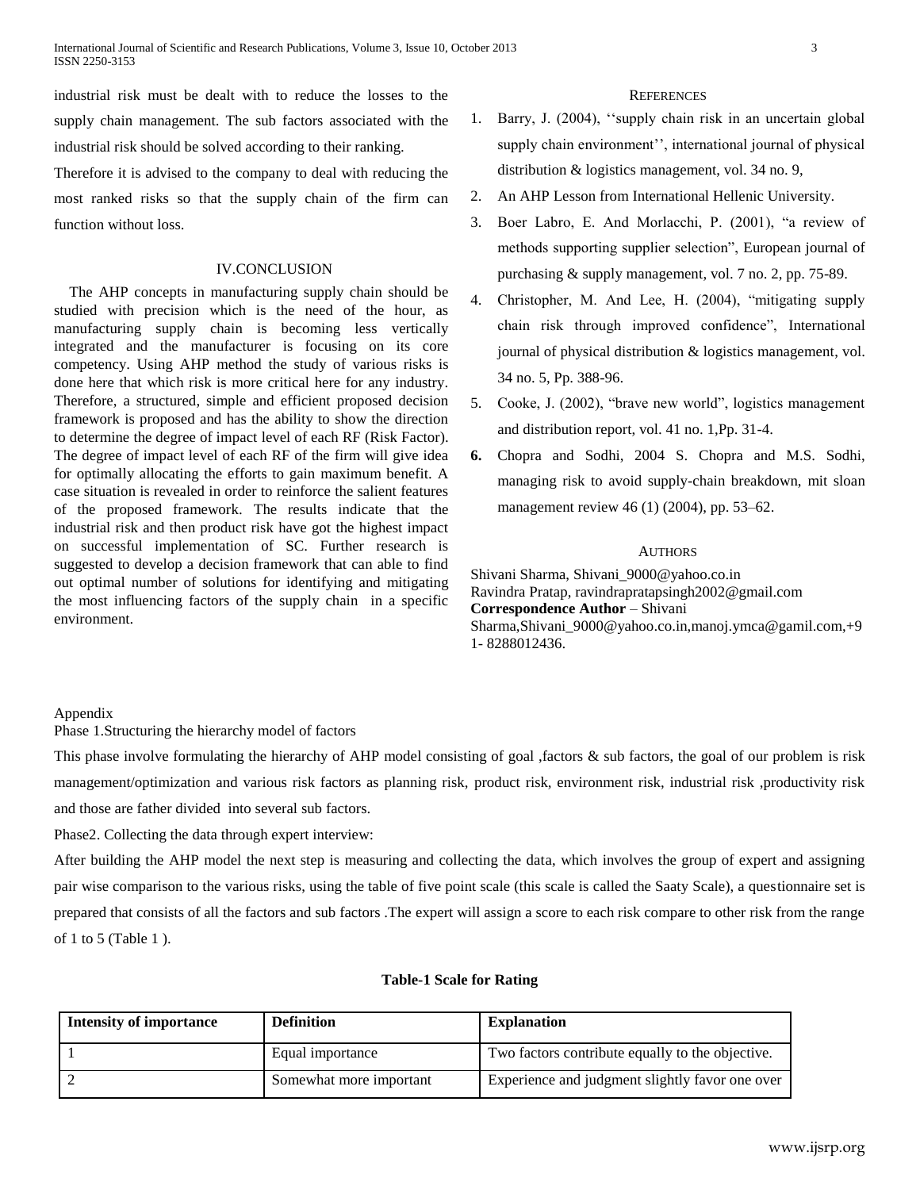industrial risk must be dealt with to reduce the losses to the supply chain management. The sub factors associated with the industrial risk should be solved according to their ranking.

Therefore it is advised to the company to deal with reducing the most ranked risks so that the supply chain of the firm can function without loss.

## IV.CONCLUSION

The AHP concepts in manufacturing supply chain should be studied with precision which is the need of the hour, as manufacturing supply chain is becoming less vertically integrated and the manufacturer is focusing on its core competency. Using AHP method the study of various risks is done here that which risk is more critical here for any industry. Therefore, a structured, simple and efficient proposed decision framework is proposed and has the ability to show the direction to determine the degree of impact level of each RF (Risk Factor). The degree of impact level of each RF of the firm will give idea for optimally allocating the efforts to gain maximum benefit. A case situation is revealed in order to reinforce the salient features of the proposed framework. The results indicate that the industrial risk and then product risk have got the highest impact on successful implementation of SC. Further research is suggested to develop a decision framework that can able to find out optimal number of solutions for identifying and mitigating the most influencing factors of the supply chain in a specific environment.

## REFERENCES

1. Barry, J. (2004), ''supply chain risk in an uncertain global supply chain environment'', international journal of physical distribution & logistics management, vol. 34 no. 9,
2. An AHP Lesson from International Hellenic University.
3. Boer Labro, E. And Morlacchi, P. (2001), "a review of methods supporting supplier selection", European journal of purchasing & supply management, vol. 7 no. 2, pp. 75-89.
4. Christopher, M. And Lee, H. (2004), "mitigating supply chain risk through improved confidence", International journal of physical distribution & logistics management, vol. 34 no. 5, Pp. 388-96.
5. Cooke, J. (2002), "brave new world", logistics management and distribution report, vol. 41 no. 1,Pp. 31-4.
6. Chopra and Sodhi, 2004 S. Chopra and M.S. Sodhi, managing risk to avoid supply-chain breakdown, mit sloan management review 46 (1) (2004), pp. 53–62.

## AUTHORS

Shivani Sharma, Shivani_9000@yahoo.co.in
Ravindra Pratap, ravindrapratapsingh2002@gmail.com
**Correspondence Author** – Shivani Sharma,Shivani_9000@yahoo.co.in,manoj.ymca@gamil.com,+91- 8288012436.

Appendix

Phase 1.Structuring the hierarchy model of factors

This phase involve formulating the hierarchy of AHP model consisting of goal ,factors & sub factors, the goal of our problem is risk management/optimization and various risk factors as planning risk, product risk, environment risk, industrial risk ,productivity risk and those are father divided into several sub factors.

Phase2. Collecting the data through expert interview:

After building the AHP model the next step is measuring and collecting the data, which involves the group of expert and assigning pair wise comparison to the various risks, using the table of five point scale (this scale is called the Saaty Scale), a questionnaire set is prepared that consists of all the factors and sub factors .The expert will assign a score to each risk compare to other risk from the range of 1 to 5 (Table 1 ).

**Table-1 Scale for Rating**

| Intensity of importance | Definition | Explanation |
|---|---|---|
| 1 | Equal importance | Two factors contribute equally to the objective. |
| 2 | Somewhat more important | Experience and judgment slightly favor one over |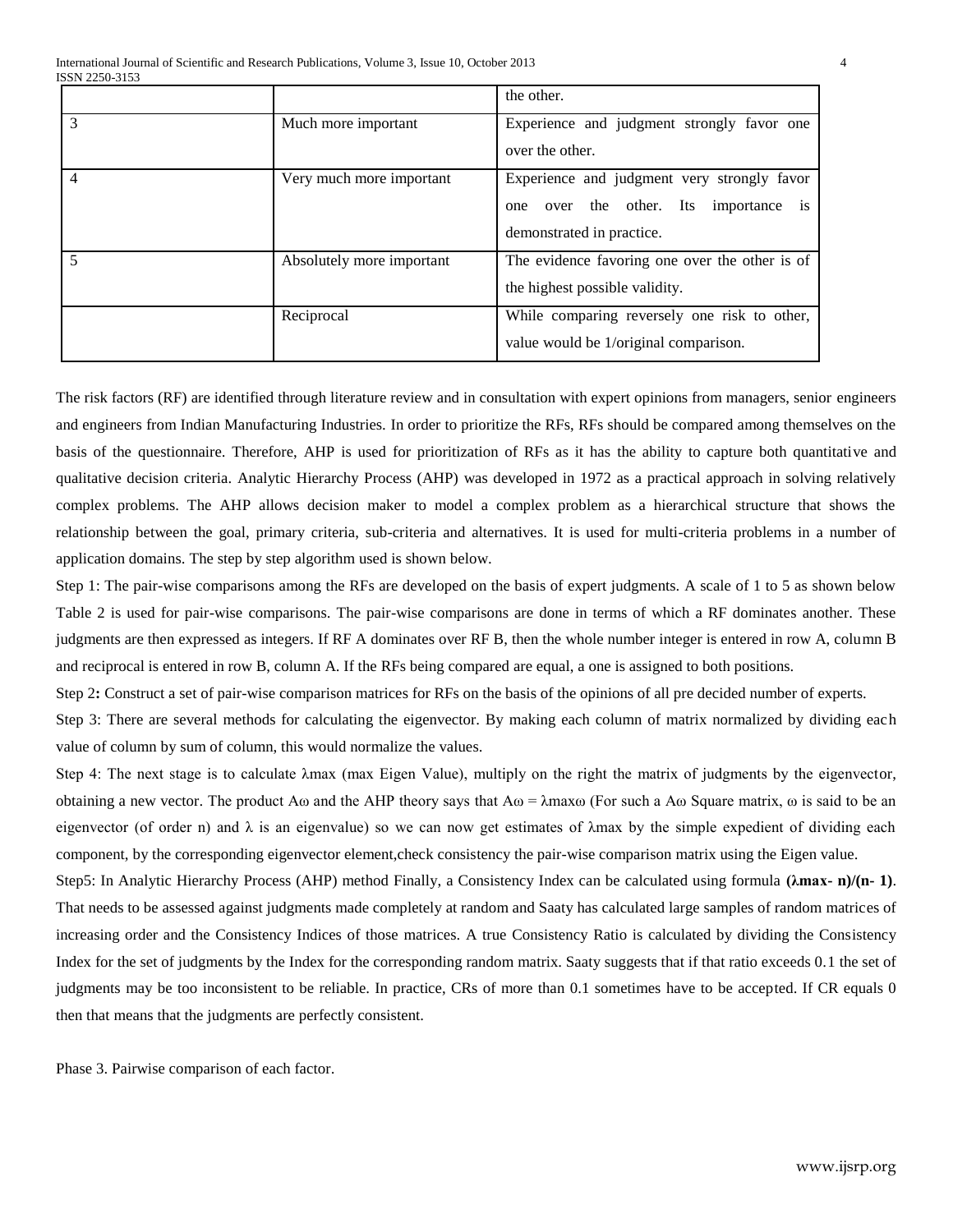| | | the other. |
|---|---|---|
| 3 | Much more important | Experience and judgment strongly favor one over the other. |
| 4 | Very much more important | Experience and judgment very strongly favor one over the other. Its importance is demonstrated in practice. |
| 5 | Absolutely more important | The evidence favoring one over the other is of the highest possible validity. |
| | Reciprocal | While comparing reversely one risk to other, value would be 1/original comparison. |

The risk factors (RF) are identified through literature review and in consultation with expert opinions from managers, senior engineers and engineers from Indian Manufacturing Industries. In order to prioritize the RFs, RFs should be compared among themselves on the basis of the questionnaire. Therefore, AHP is used for prioritization of RFs as it has the ability to capture both quantitative and qualitative decision criteria. Analytic Hierarchy Process (AHP) was developed in 1972 as a practical approach in solving relatively complex problems. The AHP allows decision maker to model a complex problem as a hierarchical structure that shows the relationship between the goal, primary criteria, sub-criteria and alternatives. It is used for multi-criteria problems in a number of application domains. The step by step algorithm used is shown below.

Step 1: The pair-wise comparisons among the RFs are developed on the basis of expert judgments. A scale of 1 to 5 as shown below Table 2 is used for pair-wise comparisons. The pair-wise comparisons are done in terms of which a RF dominates another. These judgments are then expressed as integers. If RF A dominates over RF B, then the whole number integer is entered in row A, column B and reciprocal is entered in row B, column A. If the RFs being compared are equal, a one is assigned to both positions.

Step 2**:** Construct a set of pair-wise comparison matrices for RFs on the basis of the opinions of all pre decided number of experts.

Step 3: There are several methods for calculating the eigenvector. By making each column of matrix normalized by dividing each value of column by sum of column, this would normalize the values.

Step 4: The next stage is to calculate $\lambda$max (max Eigen Value), multiply on the right the matrix of judgments by the eigenvector, obtaining a new vector. The product $A\omega$ and the AHP theory says that $A\omega = \lambda max \omega$ (For such a $A\omega$ Square matrix, $\omega$ is said to be an eigenvector (of order n) and $\lambda$ is an eigenvalue) so we can now get estimates of $\lambda$max by the simple expedient of dividing each component, by the corresponding eigenvector element,check consistency the pair-wise comparison matrix using the Eigen value.

Step5: In Analytic Hierarchy Process (AHP) method Finally, a Consistency Index can be calculated using formula **($\lambda$max- n)/(n- 1)**. That needs to be assessed against judgments made completely at random and Saaty has calculated large samples of random matrices of increasing order and the Consistency Indices of those matrices. A true Consistency Ratio is calculated by dividing the Consistency Index for the set of judgments by the Index for the corresponding random matrix. Saaty suggests that if that ratio exceeds 0.1 the set of judgments may be too inconsistent to be reliable. In practice, CRs of more than 0.1 sometimes have to be accepted. If CR equals 0 then that means that the judgments are perfectly consistent.

Phase 3. Pairwise comparison of each factor.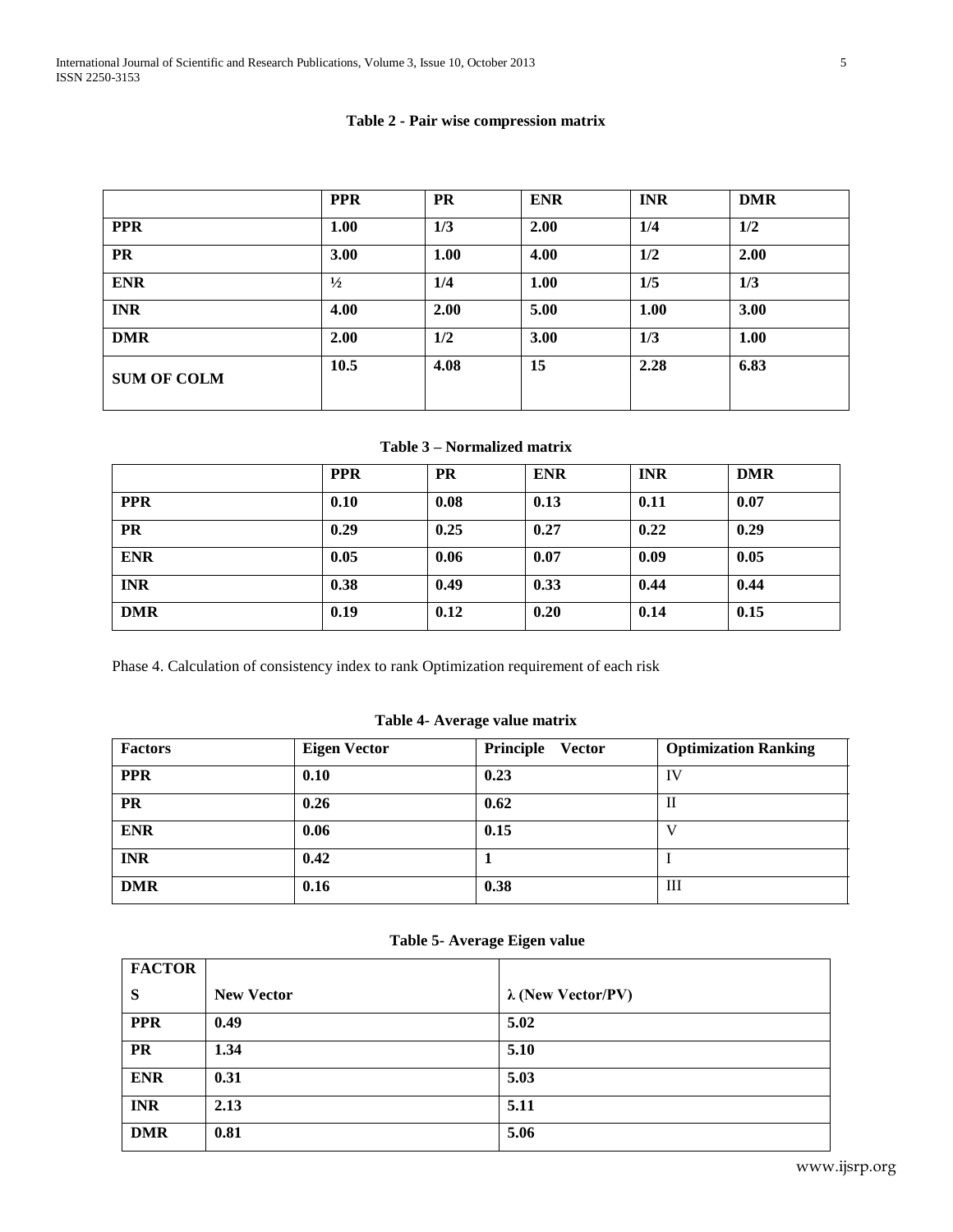**Table 2 - Pair wise compression matrix**

| | PPR | PR | ENR | INR | DMR |
|---|---|---|---|---|---|
| **PPR** | **1.00** | **1/3** | **2.00** | **1/4** | **1/2** |
| **PR** | **3.00** | **1.00** | **4.00** | **1/2** | **2.00** |
| **ENR** | **½** | **1/4** | **1.00** | **1/5** | **1/3** |
| **INR** | **4.00** | **2.00** | **5.00** | **1.00** | **3.00** |
| **DMR** | **2.00** | **1/2** | **3.00** | **1/3** | **1.00** |
| **SUM OF COLM** | **10.5** | **4.08** | **15** | **2.28** | **6.83** |

**Table 3 – Normalized matrix**

| | PPR | PR | ENR | INR | DMR |
|---|---|---|---|---|---|
| **PPR** | **0.10** | **0.08** | **0.13** | **0.11** | **0.07** |
| **PR** | **0.29** | **0.25** | **0.27** | **0.22** | **0.29** |
| **ENR** | **0.05** | **0.06** | **0.07** | **0.09** | **0.05** |
| **INR** | **0.38** | **0.49** | **0.33** | **0.44** | **0.44** |
| **DMR** | **0.19** | **0.12** | **0.20** | **0.14** | **0.15** |

Phase 4. Calculation of consistency index to rank Optimization requirement of each risk

**Table 4- Average value matrix**

| Factors | Eigen Vector | Principle Vector | Optimization Ranking |
|---|---|---|---|
| **PPR** | **0.10** | **0.23** | IV |
| **PR** | **0.26** | **0.62** | II |
| **ENR** | **0.06** | **0.15** | V |
| **INR** | **0.42** | **1** | I |
| **DMR** | **0.16** | **0.38** | III |

**Table 5- Average Eigen value**

| FACTORS | New Vector | λ (New Vector/PV) |
|---|---|---|
| **PPR** | **0.49** | **5.02** |
| **PR** | **1.34** | **5.10** |
| **ENR** | **0.31** | **5.03** |
| **INR** | **2.13** | **5.11** |
| **DMR** | **0.81** | **5.06** |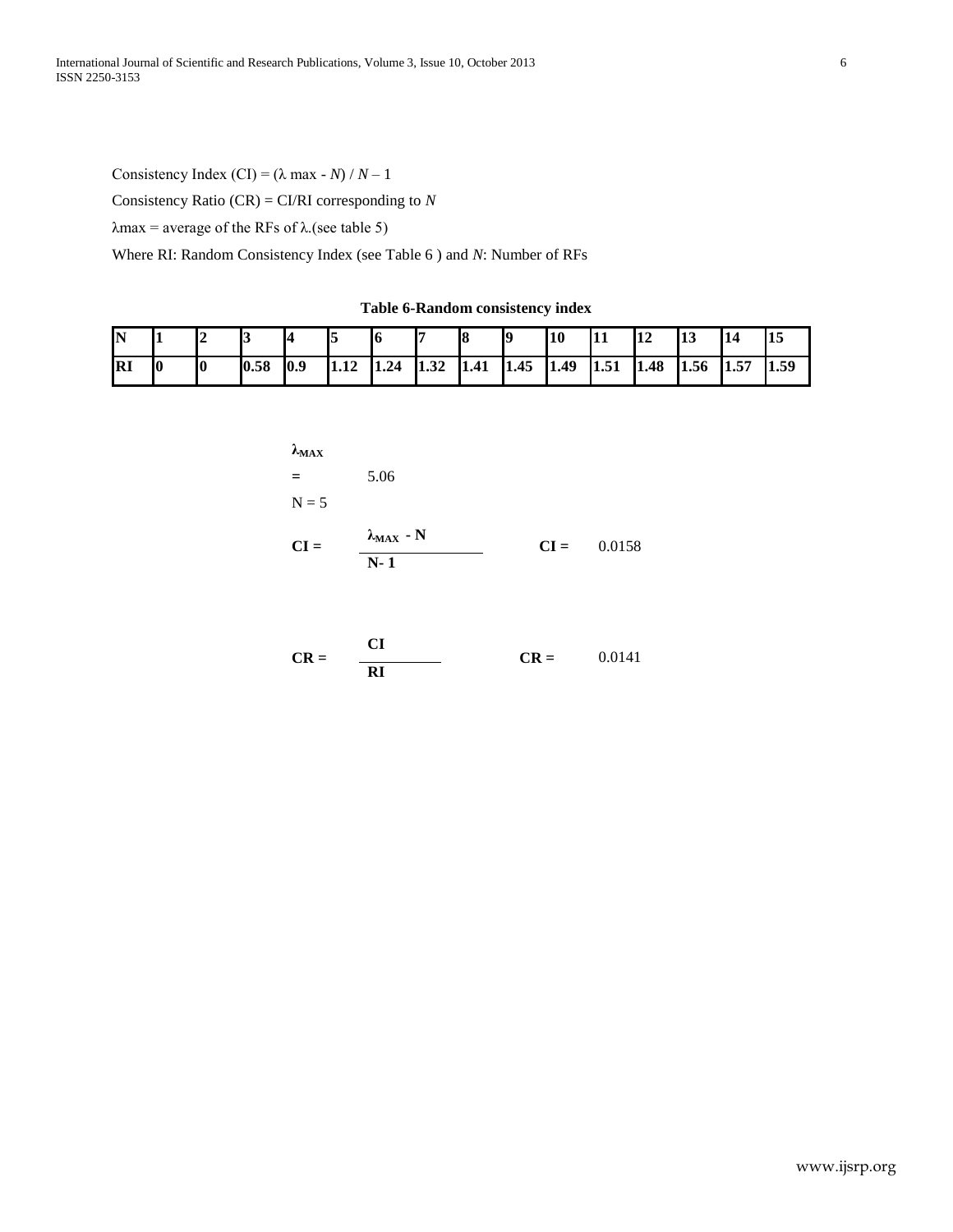Consistency Index (CI) = ($\lambda$ max - $N$) / $N - 1$

Consistency Ratio (CR) = CI/RI corresponding to $N$

$\lambda$max = average of the RFs of $\lambda$.(see table 5)

Where RI: Random Consistency Index (see Table 6 ) and $N$: Number of RFs

**Table 6-Random consistency index**

| **N** | **1** | **2** | **3** | **4** | **5** | **6** | **7** | **8** | **9** | **10** | **11** | **12** | **13** | **14** | **15** |
|---|---|---|---|---|---|---|---|---|---|---|---|---|---|---|---|
| **RI** | **0** | **0** | **0.58** | **0.9** | **1.12** | **1.24** | **1.32** | **1.41** | **1.45** | **1.49** | **1.51** | **1.48** | **1.56** | **1.57** | **1.59** |

$\lambda_{MAX}$ = 5.06

N = 5

$$CI = \frac{\lambda_{MAX} - N}{N - 1} \qquad CI = 0.0158$$

$$CR = \frac{CI}{RI} \qquad CR = 0.0141$$